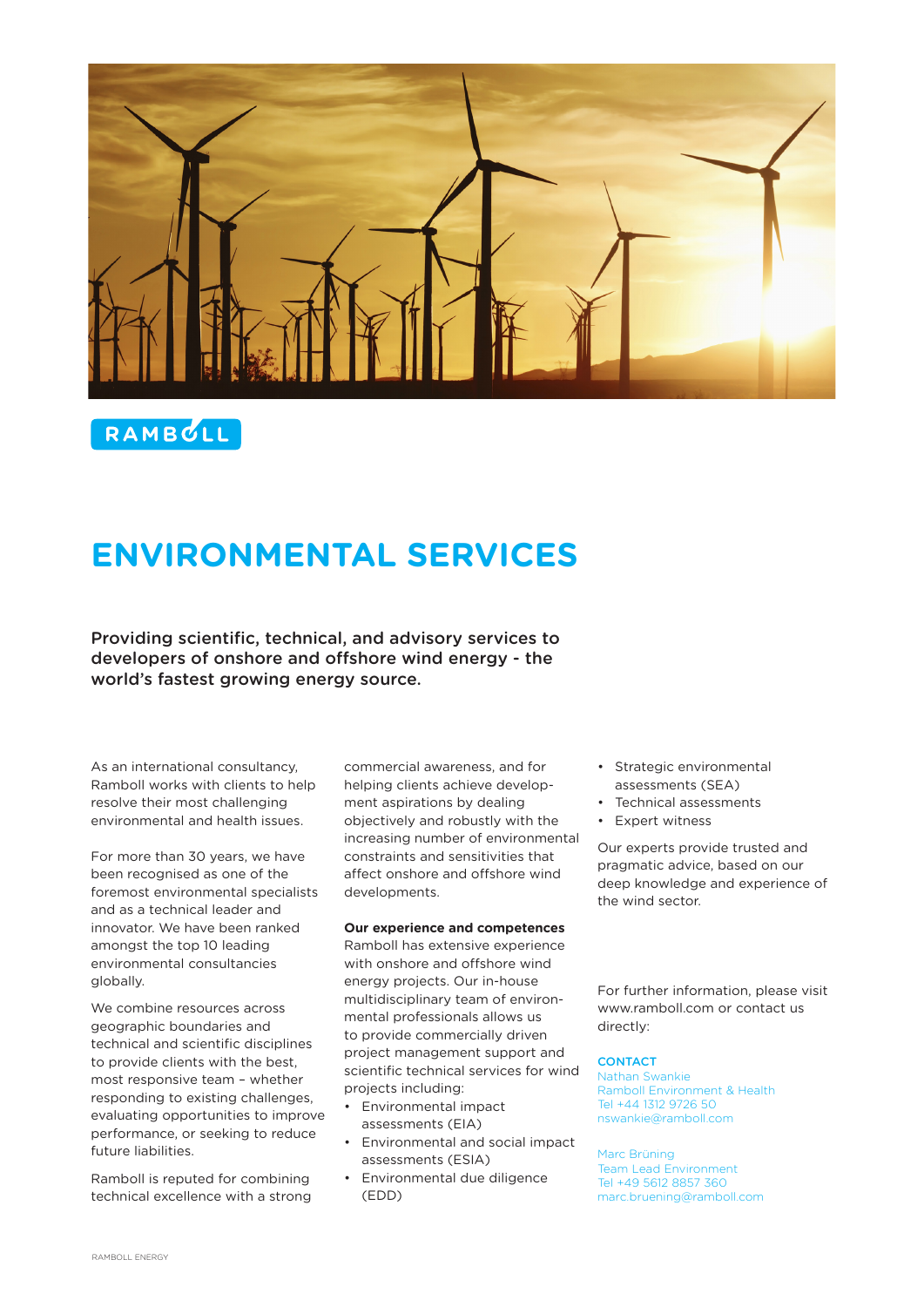RAMBØLL

# ENVIRONMENTAL SERVICES

**Providing scientific, technical, and advisory services to developers of onshore and offshore wind energy - the world's fastest growing energy source.**

As an international consultancy, Ramboll works with clients to help resolve their most challenging environmental and health issues.

For more than 30 years, we have been recognised as one of the foremost environmental specialists and as a technical leader and innovator. We have been ranked amongst the top 10 leading environmental consultancies globally.

We combine resources across geographic boundaries and technical and scientific disciplines to provide clients with the best, most responsive team – whether responding to existing challenges, evaluating opportunities to improve performance, or seeking to reduce future liabilities.

Ramboll is reputed for combining technical excellence with a strong commercial awareness, and for helping clients achieve development aspirations by dealing objectively and robustly with the increasing number of environmental constraints and sensitivities that affect onshore and offshore wind developments.

**Our experience and competences**
Ramboll has extensive experience with onshore and offshore wind energy projects. Our in-house multidisciplinary team of environmental professionals allows us to provide commercially driven project management support and scientific technical services for wind projects including:

- Environmental impact assessments (EIA)
- Environmental and social impact assessments (ESIA)
- Environmental due diligence (EDD)
- Strategic environmental assessments (SEA)
- Technical assessments
- Expert witness

Our experts provide trusted and pragmatic advice, based on our deep knowledge and experience of the wind sector.

For further information, please visit www.ramboll.com or contact us directly:

**CONTACT**
Nathan Swankie
Ramboll Environment & Health
Tel +44 1312 9726 50
nswankie@ramboll.com

Marc Brüning
Team Lead Environment
Tel +49 5612 8857 360
marc.bruening@ramboll.com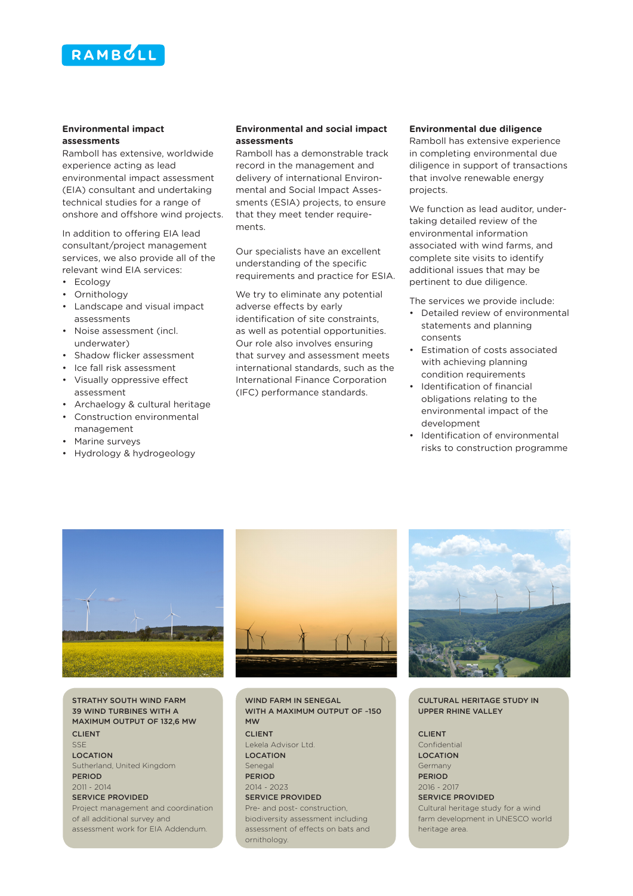### Environmental impact assessments

Ramboll has extensive, worldwide experience acting as lead environmental impact assessment (EIA) consultant and undertaking technical studies for a range of onshore and offshore wind projects.

In addition to offering EIA lead consultant/project management services, we also provide all of the relevant wind EIA services:

- Ecology
- Ornithology
- Landscape and visual impact assessments
- Noise assessment (incl. underwater)
- Shadow flicker assessment
- Ice fall risk assessment
- Visually oppressive effect assessment
- Archaelogy & cultural heritage
- Construction environmental management
- Marine surveys
- Hydrology & hydrogeology

### Environmental and social impact assessments

Ramboll has a demonstrable track record in the management and delivery of international Environmental and Social Impact Assessments (ESIA) projects, to ensure that they meet tender requirements.

Our specialists have an excellent understanding of the specific requirements and practice for ESIA.

We try to eliminate any potential adverse effects by early identification of site constraints, as well as potential opportunities. Our role also involves ensuring that survey and assessment meets international standards, such as the International Finance Corporation (IFC) performance standards.

### Environmental due diligence

Ramboll has extensive experience in completing environmental due diligence in support of transactions that involve renewable energy projects.

We function as lead auditor, undertaking detailed review of the environmental information associated with wind farms, and complete site visits to identify additional issues that may be pertinent to due diligence.

The services we provide include:

- Detailed review of environmental statements and planning consents
- Estimation of costs associated with achieving planning condition requirements
- Identification of financial obligations relating to the environmental impact of the development
- Identification of environmental risks to construction programme

**STRATHY SOUTH WIND FARM 39 WIND TURBINES WITH A MAXIMUM OUTPUT OF 132,6 MW**

**CLIENT**
SSE
**LOCATION**
Sutherland, United Kingdom
**PERIOD**
2011 - 2014
**SERVICE PROVIDED**
Project management and coordination of all additional survey and assessment work for EIA Addendum.

**WIND FARM IN SENEGAL WITH A MAXIMUM OUTPUT OF ~150 MW**

**CLIENT**
Lekela Advisor Ltd.
**LOCATION**
Senegal
**PERIOD**
2014 - 2023
**SERVICE PROVIDED**
Pre- and post- construction, biodiversity assessment including assessment of effects on bats and ornithology.

**CULTURAL HERITAGE STUDY IN UPPER RHINE VALLEY**

**CLIENT**
Confidential
**LOCATION**
Germany
**PERIOD**
2016 - 2017
**SERVICE PROVIDED**
Cultural heritage study for a wind farm development in UNESCO world heritage area.